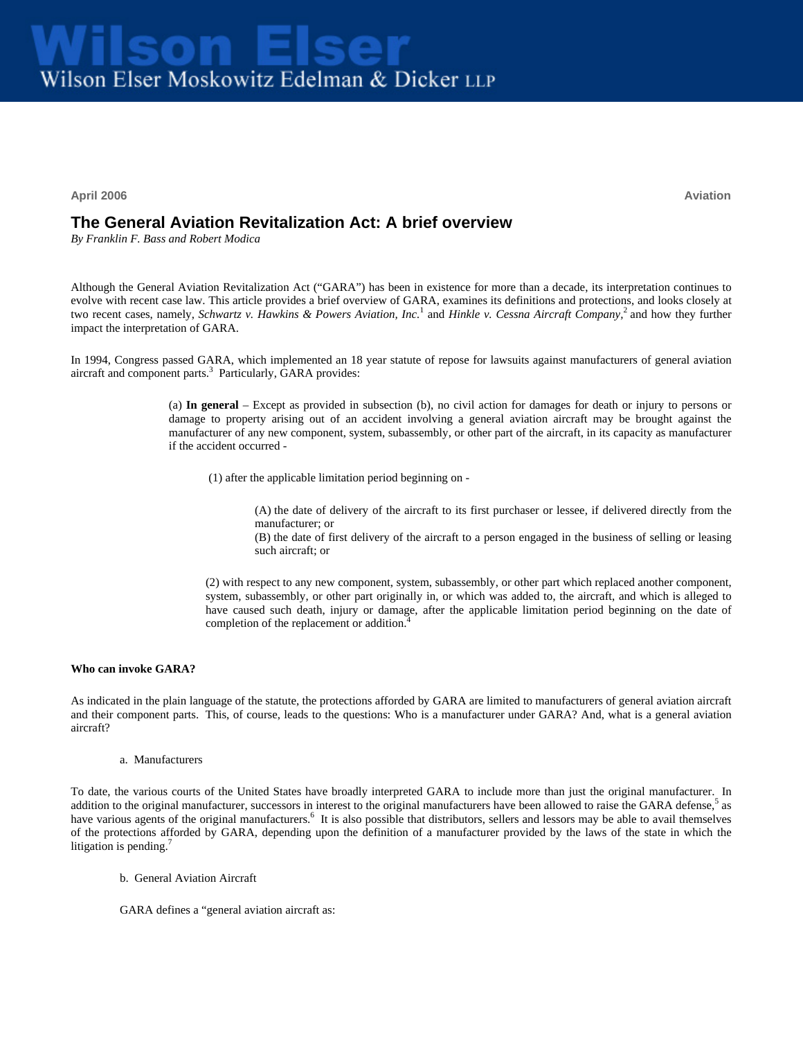# Wilson Elser

Wilson Elser Moskowitz Edelman & Dicker LLP

April 2006 Aviation

## The General Aviation Revitalization Act: A brief overview

*By Franklin F. Bass and Robert Modica*

Although the General Aviation Revitalization Act ("GARA") has been in existence for more than a decade, its interpretation continues to evolve with recent case law. This article provides a brief overview of GARA, examines its definitions and protections, and looks closely at two recent cases, namely, *Schwartz v. Hawkins & Powers Aviation, Inc.*[1] and *Hinkle v. Cessna Aircraft Company*,[2] and how they further impact the interpretation of GARA.

In 1994, Congress passed GARA, which implemented an 18 year statute of repose for lawsuits against manufacturers of general aviation aircraft and component parts.[3] Particularly, GARA provides:

> (a) **In general** – Except as provided in subsection (b), no civil action for damages for death or injury to persons or damage to property arising out of an accident involving a general aviation aircraft may be brought against the manufacturer of any new component, system, subassembly, or other part of the aircraft, in its capacity as manufacturer if the accident occurred -
>
> (1) after the applicable limitation period beginning on -
>
> (A) the date of delivery of the aircraft to its first purchaser or lessee, if delivered directly from the manufacturer; or
> (B) the date of first delivery of the aircraft to a person engaged in the business of selling or leasing such aircraft; or
>
> (2) with respect to any new component, system, subassembly, or other part which replaced another component, system, subassembly, or other part originally in, or which was added to, the aircraft, and which is alleged to have caused such death, injury or damage, after the applicable limitation period beginning on the date of completion of the replacement or addition.[4]

**Who can invoke GARA?**

As indicated in the plain language of the statute, the protections afforded by GARA are limited to manufacturers of general aviation aircraft and their component parts. This, of course, leads to the questions: Who is a manufacturer under GARA? And, what is a general aviation aircraft?

a. Manufacturers

To date, the various courts of the United States have broadly interpreted GARA to include more than just the original manufacturer. In addition to the original manufacturer, successors in interest to the original manufacturers have been allowed to raise the GARA defense,[5] as have various agents of the original manufacturers.[6] It is also possible that distributors, sellers and lessors may be able to avail themselves of the protections afforded by GARA, depending upon the definition of a manufacturer provided by the laws of the state in which the litigation is pending.[7]

b. General Aviation Aircraft

GARA defines a "general aviation aircraft as: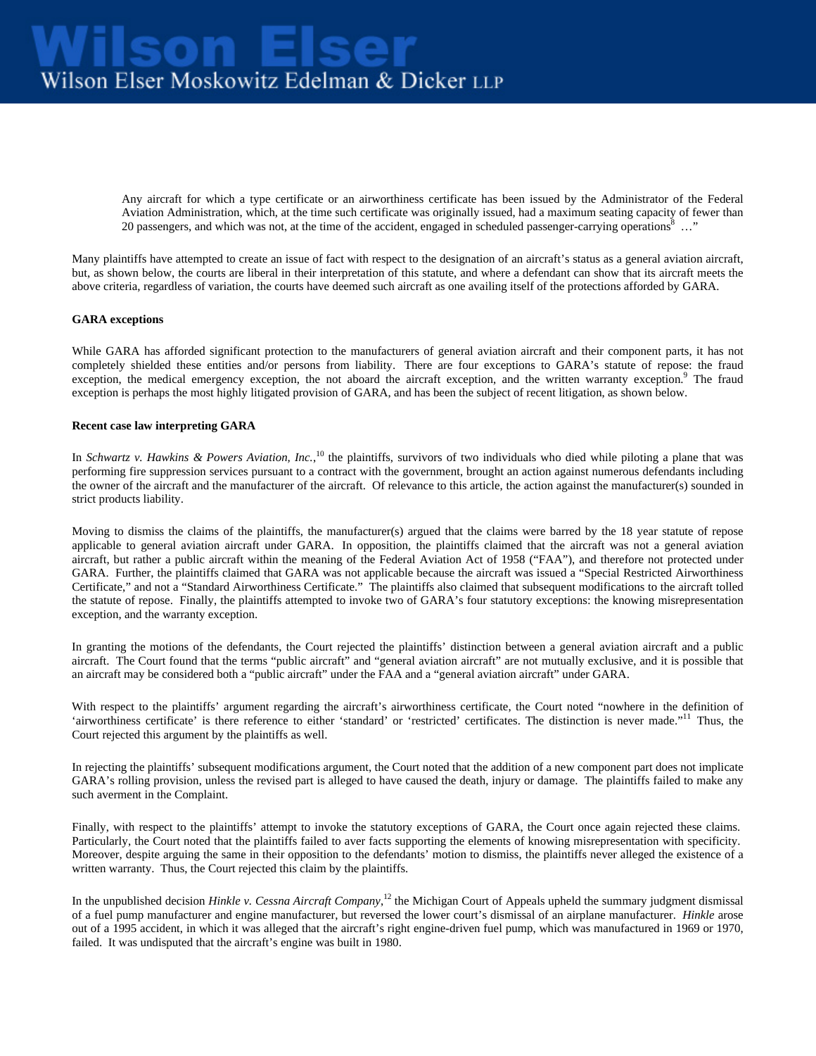> Any aircraft for which a type certificate or an airworthiness certificate has been issued by the Administrator of the Federal Aviation Administration, which, at the time such certificate was originally issued, had a maximum seating capacity of fewer than 20 passengers, and which was not, at the time of the accident, engaged in scheduled passenger-carrying operations[8] …"

Many plaintiffs have attempted to create an issue of fact with respect to the designation of an aircraft's status as a general aviation aircraft, but, as shown below, the courts are liberal in their interpretation of this statute, and where a defendant can show that its aircraft meets the above criteria, regardless of variation, the courts have deemed such aircraft as one availing itself of the protections afforded by GARA.

**GARA exceptions**

While GARA has afforded significant protection to the manufacturers of general aviation aircraft and their component parts, it has not completely shielded these entities and/or persons from liability. There are four exceptions to GARA's statute of repose: the fraud exception, the medical emergency exception, the not aboard the aircraft exception, and the written warranty exception.[9] The fraud exception is perhaps the most highly litigated provision of GARA, and has been the subject of recent litigation, as shown below.

**Recent case law interpreting GARA**

In *Schwartz v. Hawkins & Powers Aviation, Inc.*,[10] the plaintiffs, survivors of two individuals who died while piloting a plane that was performing fire suppression services pursuant to a contract with the government, brought an action against numerous defendants including the owner of the aircraft and the manufacturer of the aircraft. Of relevance to this article, the action against the manufacturer(s) sounded in strict products liability.

Moving to dismiss the claims of the plaintiffs, the manufacturer(s) argued that the claims were barred by the 18 year statute of repose applicable to general aviation aircraft under GARA. In opposition, the plaintiffs claimed that the aircraft was not a general aviation aircraft, but rather a public aircraft within the meaning of the Federal Aviation Act of 1958 ("FAA"), and therefore not protected under GARA. Further, the plaintiffs claimed that GARA was not applicable because the aircraft was issued a "Special Restricted Airworthiness Certificate," and not a "Standard Airworthiness Certificate." The plaintiffs also claimed that subsequent modifications to the aircraft tolled the statute of repose. Finally, the plaintiffs attempted to invoke two of GARA's four statutory exceptions: the knowing misrepresentation exception, and the warranty exception.

In granting the motions of the defendants, the Court rejected the plaintiffs' distinction between a general aviation aircraft and a public aircraft. The Court found that the terms "public aircraft" and "general aviation aircraft" are not mutually exclusive, and it is possible that an aircraft may be considered both a "public aircraft" under the FAA and a "general aviation aircraft" under GARA.

With respect to the plaintiffs' argument regarding the aircraft's airworthiness certificate, the Court noted "nowhere in the definition of 'airworthiness certificate' is there reference to either 'standard' or 'restricted' certificates. The distinction is never made."[11] Thus, the Court rejected this argument by the plaintiffs as well.

In rejecting the plaintiffs' subsequent modifications argument, the Court noted that the addition of a new component part does not implicate GARA's rolling provision, unless the revised part is alleged to have caused the death, injury or damage. The plaintiffs failed to make any such averment in the Complaint.

Finally, with respect to the plaintiffs' attempt to invoke the statutory exceptions of GARA, the Court once again rejected these claims. Particularly, the Court noted that the plaintiffs failed to aver facts supporting the elements of knowing misrepresentation with specificity. Moreover, despite arguing the same in their opposition to the defendants' motion to dismiss, the plaintiffs never alleged the existence of a written warranty. Thus, the Court rejected this claim by the plaintiffs.

In the unpublished decision *Hinkle v. Cessna Aircraft Company*,[12] the Michigan Court of Appeals upheld the summary judgment dismissal of a fuel pump manufacturer and engine manufacturer, but reversed the lower court's dismissal of an airplane manufacturer. *Hinkle* arose out of a 1995 accident, in which it was alleged that the aircraft's right engine-driven fuel pump, which was manufactured in 1969 or 1970, failed. It was undisputed that the aircraft's engine was built in 1980.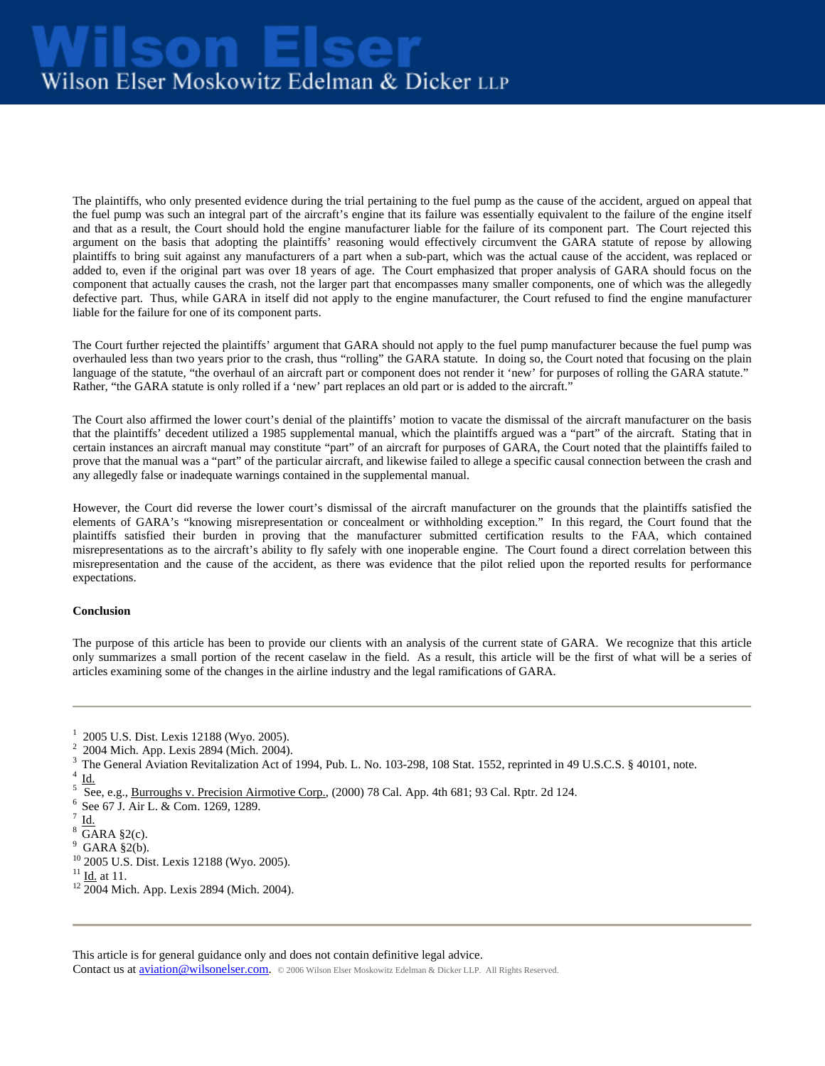The plaintiffs, who only presented evidence during the trial pertaining to the fuel pump as the cause of the accident, argued on appeal that the fuel pump was such an integral part of the aircraft's engine that its failure was essentially equivalent to the failure of the engine itself and that as a result, the Court should hold the engine manufacturer liable for the failure of its component part. The Court rejected this argument on the basis that adopting the plaintiffs' reasoning would effectively circumvent the GARA statute of repose by allowing plaintiffs to bring suit against any manufacturers of a part when a sub-part, which was the actual cause of the accident, was replaced or added to, even if the original part was over 18 years of age. The Court emphasized that proper analysis of GARA should focus on the component that actually causes the crash, not the larger part that encompasses many smaller components, one of which was the allegedly defective part. Thus, while GARA in itself did not apply to the engine manufacturer, the Court refused to find the engine manufacturer liable for the failure for one of its component parts.

The Court further rejected the plaintiffs' argument that GARA should not apply to the fuel pump manufacturer because the fuel pump was overhauled less than two years prior to the crash, thus "rolling" the GARA statute. In doing so, the Court noted that focusing on the plain language of the statute, "the overhaul of an aircraft part or component does not render it 'new' for purposes of rolling the GARA statute." Rather, "the GARA statute is only rolled if a 'new' part replaces an old part or is added to the aircraft."

The Court also affirmed the lower court's denial of the plaintiffs' motion to vacate the dismissal of the aircraft manufacturer on the basis that the plaintiffs' decedent utilized a 1985 supplemental manual, which the plaintiffs argued was a "part" of the aircraft. Stating that in certain instances an aircraft manual may constitute "part" of an aircraft for purposes of GARA, the Court noted that the plaintiffs failed to prove that the manual was a "part" of the particular aircraft, and likewise failed to allege a specific causal connection between the crash and any allegedly false or inadequate warnings contained in the supplemental manual.

However, the Court did reverse the lower court's dismissal of the aircraft manufacturer on the grounds that the plaintiffs satisfied the elements of GARA's "knowing misrepresentation or concealment or withholding exception." In this regard, the Court found that the plaintiffs satisfied their burden in proving that the manufacturer submitted certification results to the FAA, which contained misrepresentations as to the aircraft's ability to fly safely with one inoperable engine. The Court found a direct correlation between this misrepresentation and the cause of the accident, as there was evidence that the pilot relied upon the reported results for performance expectations.

**Conclusion**

The purpose of this article has been to provide our clients with an analysis of the current state of GARA. We recognize that this article only summarizes a small portion of the recent caselaw in the field. As a result, this article will be the first of what will be a series of articles examining some of the changes in the airline industry and the legal ramifications of GARA.

---

[1] 2005 U.S. Dist. Lexis 12188 (Wyo. 2005).
[2] 2004 Mich. App. Lexis 2894 (Mich. 2004).
[3] The General Aviation Revitalization Act of 1994, Pub. L. No. 103-298, 108 Stat. 1552, reprinted in 49 U.S.C.S. § 40101, note.
[4] Id.
[5] See, e.g., Burroughs v. Precision Airmotive Corp., (2000) 78 Cal. App. 4th 681; 93 Cal. Rptr. 2d 124.
[6] See 67 J. Air L. & Com. 1269, 1289.
[7] Id.
[8] GARA §2(c).
[9] GARA §2(b).
[10] 2005 U.S. Dist. Lexis 12188 (Wyo. 2005).
[11] Id. at 11.
[12] 2004 Mich. App. Lexis 2894 (Mich. 2004).

---

This article is for general guidance only and does not contain definitive legal advice.
Contact us at aviation@wilsonelser.com. © 2006 Wilson Elser Moskowitz Edelman & Dicker LLP. All Rights Reserved.